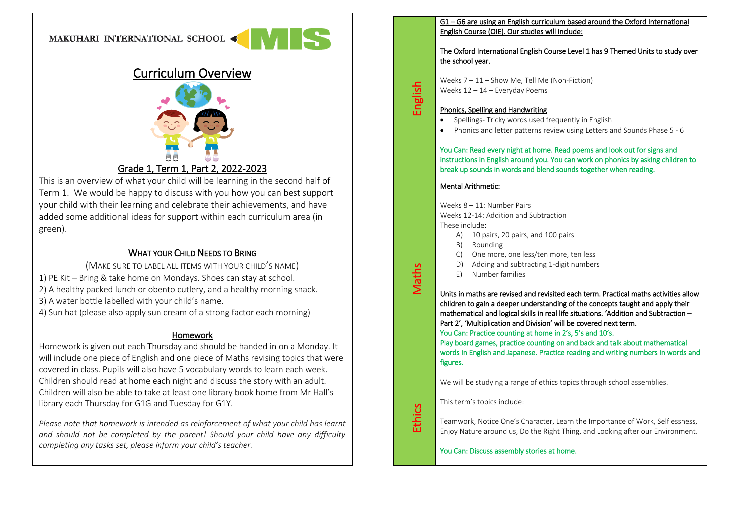MAKUHARI INTERNATIONAL SCHOOL MIS

# Curriculum Overview

## Grade 1, Term 1, Part 2, 2022-2023

This is an overview of what your child will be learning in the second half of Term 1. We would be happy to discuss with you how you can best support your child with their learning and celebrate their achievements, and have added some additional ideas for support within each curriculum area (in green).

### WHAT YOUR CHILD NEEDS TO BRING

(MAKE SURE TO LABEL ALL ITEMS WITH YOUR CHILD'S NAME)

1) PE Kit – Bring & take home on Mondays. Shoes can stay at school.
2) A healthy packed lunch or obento cutlery, and a healthy morning snack.
3) A water bottle labelled with your child's name.
4) Sun hat (please also apply sun cream of a strong factor each morning)

### Homework

Homework is given out each Thursday and should be handed in on a Monday. It will include one piece of English and one piece of Maths revising topics that were covered in class. Pupils will also have 5 vocabulary words to learn each week. Children should read at home each night and discuss the story with an adult. Children will also be able to take at least one library book home from Mr Hall's library each Thursday for G1G and Tuesday for G1Y.

*Please note that homework is intended as reinforcement of what your child has learnt and should not be completed by the parent! Should your child have any difficulty completing any tasks set, please inform your child's teacher.*

## English

G1 – G6 are using an English curriculum based around the Oxford International English Course (OIE). Our studies will include:

The Oxford International English Course Level 1 has 9 Themed Units to study over the school year.

Weeks 7 – 11 – Show Me, Tell Me (Non-Fiction)
Weeks 12 – 14 – Everyday Poems

Phonics, Spelling and Handwriting

- Spellings- Tricky words used frequently in English
- Phonics and letter patterns review using Letters and Sounds Phase 5 - 6

You Can: Read every night at home. Read poems and look out for signs and instructions in English around you. You can work on phonics by asking children to break up sounds in words and blend sounds together when reading.

## Maths

Mental Arithmetic:

Weeks 8 – 11: Number Pairs
Weeks 12-14: Addition and Subtraction
These include:

A) 10 pairs, 20 pairs, and 100 pairs
B) Rounding
C) One more, one less/ten more, ten less
D) Adding and subtracting 1-digit numbers
E) Number families

Units in maths are revised and revisited each term. Practical maths activities allow children to gain a deeper understanding of the concepts taught and apply their mathematical and logical skills in real life situations. 'Addition and Subtraction – Part 2', 'Multiplication and Division' will be covered next term.
You Can: Practice counting at home in 2's, 5's and 10's.
Play board games, practice counting on and back and talk about mathematical words in English and Japanese. Practice reading and writing numbers in words and figures.

## Ethics

We will be studying a range of ethics topics through school assemblies.

This term's topics include:

Teamwork, Notice One's Character, Learn the Importance of Work, Selflessness, Enjoy Nature around us, Do the Right Thing, and Looking after our Environment.

You Can: Discuss assembly stories at home.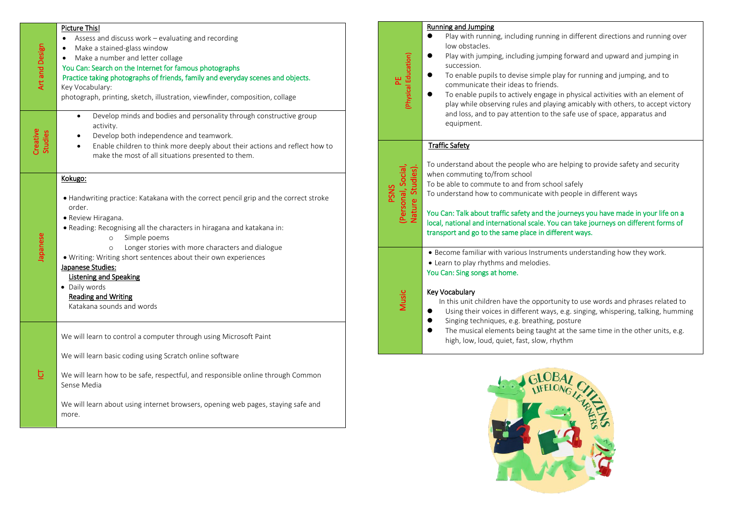| | |
|---|---|
| **Art and Design** | Picture This!<br>• Assess and discuss work – evaluating and recording<br>• Make a stained-glass window<br>• Make a number and letter collage<br>You Can: Search on the Internet for famous photographs<br>Practice taking photographs of friends, family and everyday scenes and objects.<br>Key Vocabulary:<br>photograph, printing, sketch, illustration, viewfinder, composition, collage |
| **Creative Studies** | • Develop minds and bodies and personality through constructive group activity.<br>• Develop both independence and teamwork.<br>• Enable children to think more deeply about their actions and reflect how to make the most of all situations presented to them. |
| **Japanese** | Kokugo:<br>• Handwriting practice: Katakana with the correct pencil grip and the correct stroke order.<br>• Review Hiragana.<br>• Reading: Recognising all the characters in hiragana and katakana in:<br>  o Simple poems<br>  o Longer stories with more characters and dialogue<br>• Writing: Writing short sentences about their own experiences<br>Japanese Studies:<br>Listening and Speaking<br>• Daily words<br>Reading and Writing<br>Katakana sounds and words |
| **ICT** | We will learn to control a computer through using Microsoft Paint<br><br>We will learn basic coding using Scratch online software<br><br>We will learn how to be safe, respectful, and responsible online through Common Sense Media<br><br>We will learn about using internet browsers, opening web pages, staying safe and more. |
| **PE (Physical Education)** | Running and Jumping<br>• Play with running, including running in different directions and running over low obstacles.<br>• Play with jumping, including jumping forward and upward and jumping in succession.<br>• To enable pupils to devise simple play for running and jumping, and to communicate their ideas to friends.<br>• To enable pupils to actively engage in physical activities with an element of play while observing rules and playing amicably with others, to accept victory and loss, and to pay attention to the safe use of space, apparatus and equipment. |
| **PSNS (Personal, Social, Nature Studies).** | Traffic Safety<br><br>To understand about the people who are helping to provide safety and security when commuting to/from school<br>To be able to commute to and from school safely<br>To understand how to communicate with people in different ways<br><br>You Can: Talk about traffic safety and the journeys you have made in your life on a local, national and international scale. You can take journeys on different forms of transport and go to the same place in different ways. |
| **Music** | • Become familiar with various Instruments understanding how they work.<br>• Learn to play rhythms and melodies.<br>You Can: Sing songs at home.<br><br>Key Vocabulary<br>In this unit children have the opportunity to use words and phrases related to<br>• Using their voices in different ways, e.g. singing, whispering, talking, humming<br>• Singing techniques, e.g. breathing, posture<br>• The musical elements being taught at the same time in the other units, e.g. high, low, loud, quiet, fast, slow, rhythm |

GLOBAL CITIZENS LIFELONG LEARNERS